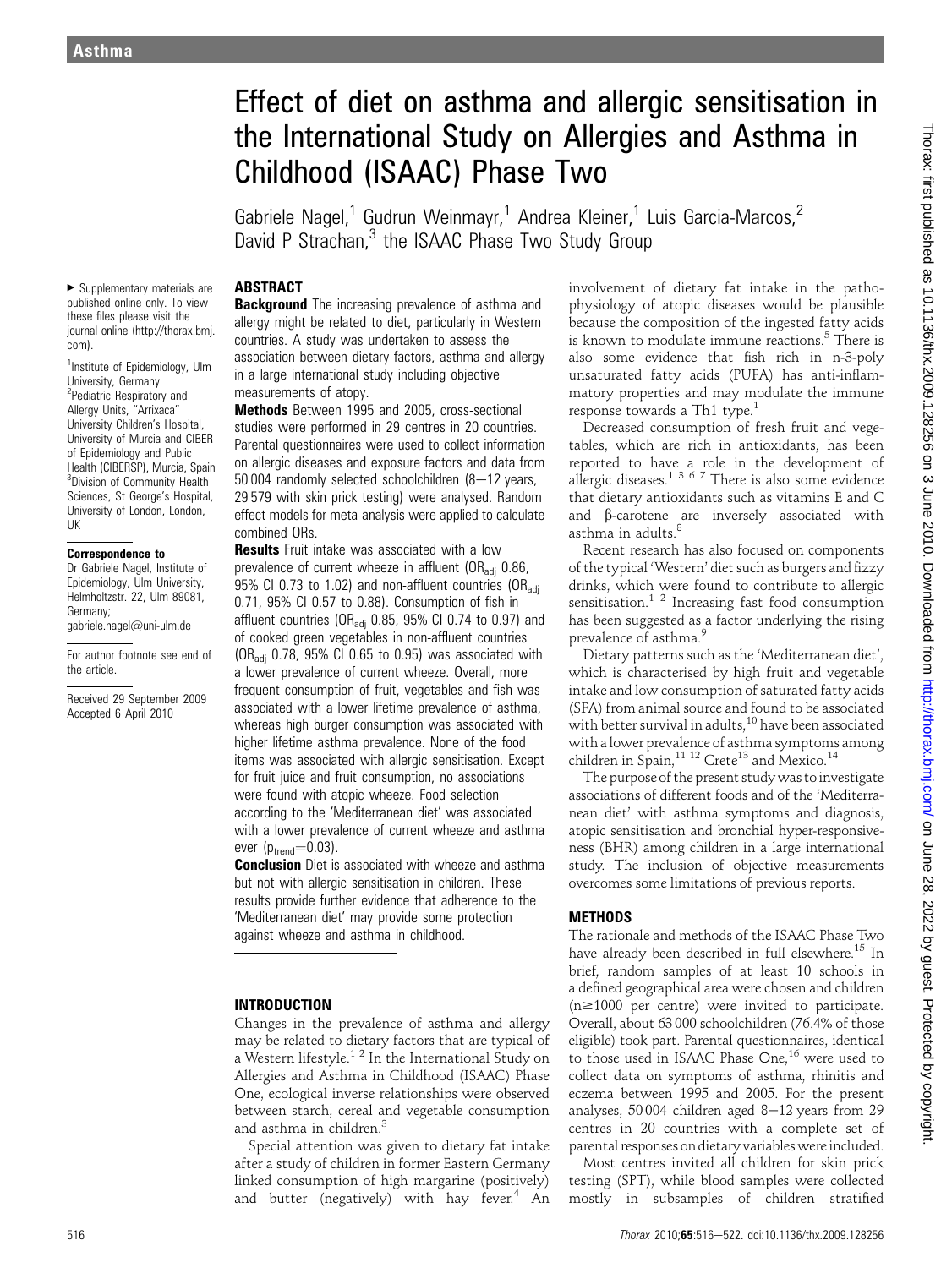# Effect of diet on asthma and allergic sensitisation in the International Study on Allergies and Asthma in Childhood (ISAAC) Phase Two

Gabriele Nagel,[1] Gudrun Weinmayr,[1] Andrea Kleiner,[1] Luis Garcia-Marcos,[2] David P Strachan,[3] the ISAAC Phase Two Study Group

▸ Supplementary materials are published online only. To view these files please visit the journal online (http://thorax.bmj.com).

[1]Institute of Epidemiology, Ulm University, Germany
[2]Pediatric Respiratory and Allergy Units, "Arrixaca" University Children's Hospital, University of Murcia and CIBER of Epidemiology and Public Health (CIBERSP), Murcia, Spain
[3]Division of Community Health Sciences, St George's Hospital, University of London, London, UK

**Correspondence to**
Dr Gabriele Nagel, Institute of Epidemiology, Ulm University, Helmholtzstr. 22, Ulm 89081, Germany; gabriele.nagel@uni-ulm.de

For author footnote see end of the article.

Received 29 September 2009
Accepted 6 April 2010

## ABSTRACT

**Background** The increasing prevalence of asthma and allergy might be related to diet, particularly in Western countries. A study was undertaken to assess the association between dietary factors, asthma and allergy in a large international study including objective measurements of atopy.

**Methods** Between 1995 and 2005, cross-sectional studies were performed in 29 centres in 20 countries. Parental questionnaires were used to collect information on allergic diseases and exposure factors and data from 50 004 randomly selected schoolchildren (8–12 years, 29 579 with skin prick testing) were analysed. Random effect models for meta-analysis were applied to calculate combined ORs.

**Results** Fruit intake was associated with a low prevalence of current wheeze in affluent ($OR_{adj}$ 0.86, 95% CI 0.73 to 1.02) and non-affluent countries ($OR_{adj}$ 0.71, 95% CI 0.57 to 0.88). Consumption of fish in affluent countries ($OR_{adj}$ 0.85, 95% CI 0.74 to 0.97) and of cooked green vegetables in non-affluent countries ($OR_{adj}$ 0.78, 95% CI 0.65 to 0.95) was associated with a lower prevalence of current wheeze. Overall, more frequent consumption of fruit, vegetables and fish was associated with a lower lifetime prevalence of asthma, whereas high burger consumption was associated with higher lifetime asthma prevalence. None of the food items was associated with allergic sensitisation. Except for fruit juice and fruit consumption, no associations were found with atopic wheeze. Food selection according to the 'Mediterranean diet' was associated with a lower prevalence of current wheeze and asthma ever ($p_{trend}$=0.03).

**Conclusion** Diet is associated with wheeze and asthma but not with allergic sensitisation in children. These results provide further evidence that adherence to the 'Mediterranean diet' may provide some protection against wheeze and asthma in childhood.

## INTRODUCTION

Changes in the prevalence of asthma and allergy may be related to dietary factors that are typical of a Western lifestyle.[1 2] In the International Study on Allergies and Asthma in Childhood (ISAAC) Phase One, ecological inverse relationships were observed between starch, cereal and vegetable consumption and asthma in children.[3]

Special attention was given to dietary fat intake after a study of children in former Eastern Germany linked consumption of high margarine (positively) and butter (negatively) with hay fever.[4] An involvement of dietary fat intake in the pathophysiology of atopic diseases would be plausible because the composition of the ingested fatty acids is known to modulate immune reactions.[5] There is also some evidence that fish rich in n-3-poly unsaturated fatty acids (PUFA) has anti-inflammatory properties and may modulate the immune response towards a Th1 type.[1]

Decreased consumption of fresh fruit and vegetables, which are rich in antioxidants, has been reported to have a role in the development of allergic diseases.[1 3 6 7] There is also some evidence that dietary antioxidants such as vitamins E and C and β-carotene are inversely associated with asthma in adults.[8]

Recent research has also focused on components of the typical 'Western' diet such as burgers and fizzy drinks, which were found to contribute to allergic sensitisation.[1 2] Increasing fast food consumption has been suggested as a factor underlying the rising prevalence of asthma.[9]

Dietary patterns such as the 'Mediterranean diet', which is characterised by high fruit and vegetable intake and low consumption of saturated fatty acids (SFA) from animal source and found to be associated with better survival in adults,[10] have been associated with a lower prevalence of asthma symptoms among children in Spain,[11 12] Crete[13] and Mexico.[14]

The purpose of the present study was to investigate associations of different foods and of the 'Mediterranean diet' with asthma symptoms and diagnosis, atopic sensitisation and bronchial hyper-responsiveness (BHR) among children in a large international study. The inclusion of objective measurements overcomes some limitations of previous reports.

## METHODS

The rationale and methods of the ISAAC Phase Two have already been described in full elsewhere.[15] In brief, random samples of at least 10 schools in a defined geographical area were chosen and children (n≥1000 per centre) were invited to participate. Overall, about 63 000 schoolchildren (76.4% of those eligible) took part. Parental questionnaires, identical to those used in ISAAC Phase One,[16] were used to collect data on symptoms of asthma, rhinitis and eczema between 1995 and 2005. For the present analyses, 50 004 children aged 8–12 years from 29 centres in 20 countries with a complete set of parental responses on dietary variables were included.

Most centres invited all children for skin prick testing (SPT), while blood samples were collected mostly in subsamples of children stratified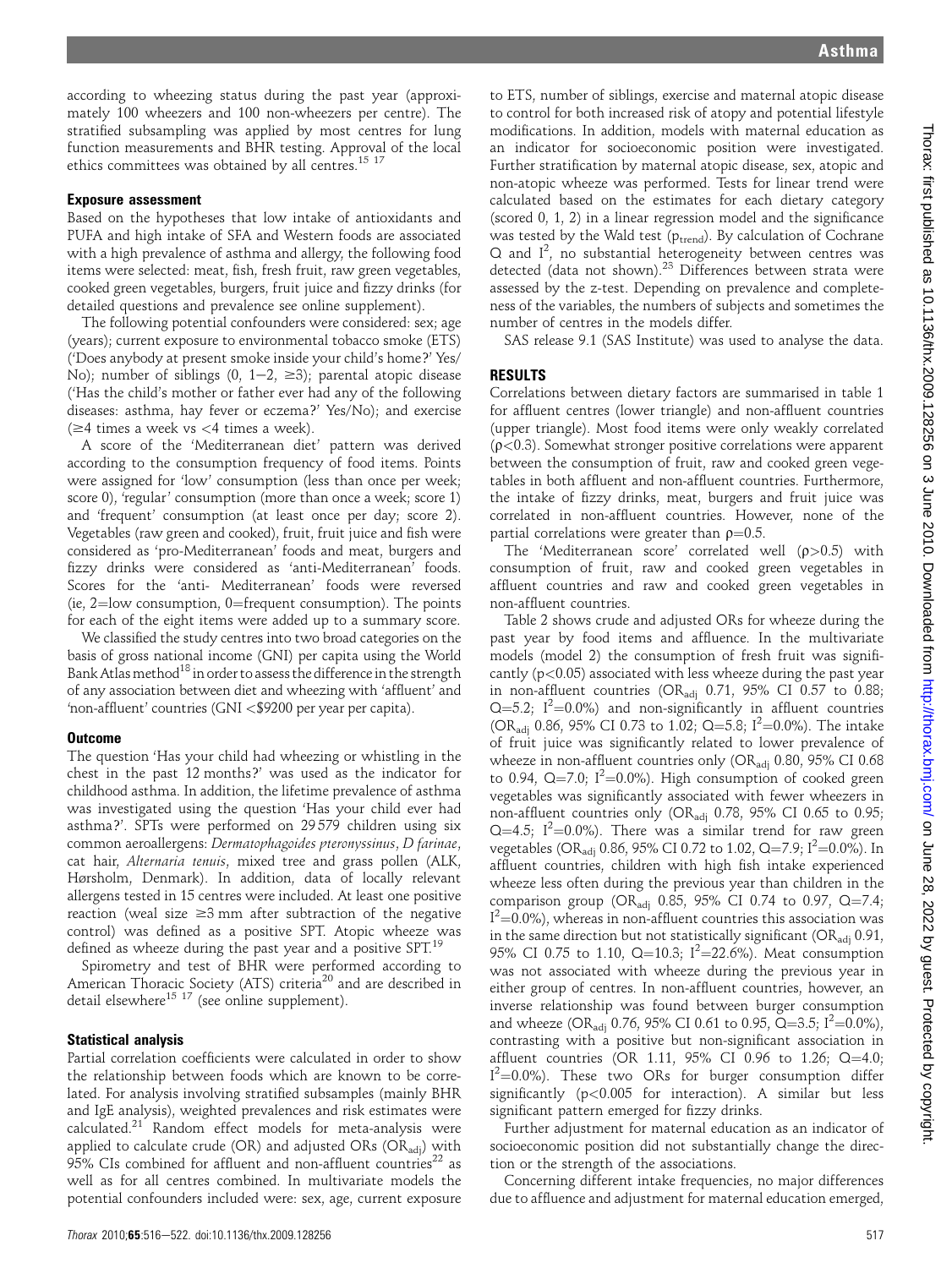according to wheezing status during the past year (approximately 100 wheezers and 100 non-wheezers per centre). The stratified subsampling was applied by most centres for lung function measurements and BHR testing. Approval of the local ethics committees was obtained by all centres.[15 17]

### Exposure assessment

Based on the hypotheses that low intake of antioxidants and PUFA and high intake of SFA and Western foods are associated with a high prevalence of asthma and allergy, the following food items were selected: meat, fish, fresh fruit, raw green vegetables, cooked green vegetables, burgers, fruit juice and fizzy drinks (for detailed questions and prevalence see online supplement).

The following potential confounders were considered: sex; age (years); current exposure to environmental tobacco smoke (ETS) ('Does anybody at present smoke inside your child's home?' Yes/No); number of siblings (0, 1−2, ≥3); parental atopic disease ('Has the child's mother or father ever had any of the following diseases: asthma, hay fever or eczema?' Yes/No); and exercise (≥4 times a week vs <4 times a week).

A score of the 'Mediterranean diet' pattern was derived according to the consumption frequency of food items. Points were assigned for 'low' consumption (less than once per week; score 0), 'regular' consumption (more than once a week; score 1) and 'frequent' consumption (at least once per day; score 2). Vegetables (raw green and cooked), fruit, fruit juice and fish were considered as 'pro-Mediterranean' foods and meat, burgers and fizzy drinks were considered as 'anti-Mediterranean' foods. Scores for the 'anti- Mediterranean' foods were reversed (ie, 2=low consumption, 0=frequent consumption). The points for each of the eight items were added up to a summary score.

We classified the study centres into two broad categories on the basis of gross national income (GNI) per capita using the World Bank Atlas method[18] in order to assess the difference in the strength of any association between diet and wheezing with 'affluent' and 'non-affluent' countries (GNI <\$9200 per year per capita).

### Outcome

The question 'Has your child had wheezing or whistling in the chest in the past 12 months?' was used as the indicator for childhood asthma. In addition, the lifetime prevalence of asthma was investigated using the question 'Has your child ever had asthma?'. SPTs were performed on 29 579 children using six common aeroallergens: *Dermatophagoides pteronyssinus*, *D farinae*, cat hair, *Alternaria tenuis*, mixed tree and grass pollen (ALK, Hørsholm, Denmark). In addition, data of locally relevant allergens tested in 15 centres were included. At least one positive reaction (weal size ≥3 mm after subtraction of the negative control) was defined as a positive SPT. Atopic wheeze was defined as wheeze during the past year and a positive SPT.[19]

Spirometry and test of BHR were performed according to American Thoracic Society (ATS) criteria[20] and are described in detail elsewhere[15 17] (see online supplement).

### Statistical analysis

Partial correlation coefficients were calculated in order to show the relationship between foods which are known to be correlated. For analysis involving stratified subsamples (mainly BHR and IgE analysis), weighted prevalences and risk estimates were calculated.[21] Random effect models for meta-analysis were applied to calculate crude (OR) and adjusted ORs ($OR_{adj}$) with 95% CIs combined for affluent and non-affluent countries[22] as well as for all centres combined. In multivariate models the potential confounders included were: sex, age, current exposure to ETS, number of siblings, exercise and maternal atopic disease to control for both increased risk of atopy and potential lifestyle modifications. In addition, models with maternal education as an indicator for socioeconomic position were investigated. Further stratification by maternal atopic disease, sex, atopic and non-atopic wheeze was performed. Tests for linear trend were calculated based on the estimates for each dietary category (scored 0, 1, 2) in a linear regression model and the significance was tested by the Wald test ($p_{trend}$). By calculation of Cochrane Q and $I^2$, no substantial heterogeneity between centres was detected (data not shown).[23] Differences between strata were assessed by the z-test. Depending on prevalence and completeness of the variables, the numbers of subjects and sometimes the number of centres in the models differ.

SAS release 9.1 (SAS Institute) was used to analyse the data.

## RESULTS

Correlations between dietary factors are summarised in table 1 for affluent centres (lower triangle) and non-affluent countries (upper triangle). Most food items were only weakly correlated ($\rho$<0.3). Somewhat stronger positive correlations were apparent between the consumption of fruit, raw and cooked green vegetables in both affluent and non-affluent countries. Furthermore, the intake of fizzy drinks, meat, burgers and fruit juice was correlated in non-affluent countries. However, none of the partial correlations were greater than $\rho$=0.5.

The 'Mediterranean score' correlated well ($\rho$>0.5) with consumption of fruit, raw and cooked green vegetables in affluent countries and raw and cooked green vegetables in non-affluent countries.

Table 2 shows crude and adjusted ORs for wheeze during the past year by food items and affluence. In the multivariate models (model 2) the consumption of fresh fruit was significantly (p<0.05) associated with less wheeze during the past year in non-affluent countries ($OR_{adj}$ 0.71, 95% CI 0.57 to 0.88; Q=5.2; $I^2$=0.0%) and non-significantly in affluent countries ($OR_{adj}$ 0.86, 95% CI 0.73 to 1.02; Q=5.8; $I^2$=0.0%). The intake of fruit juice was significantly related to lower prevalence of wheeze in non-affluent countries only ($OR_{adj}$ 0.80, 95% CI 0.68 to 0.94, Q=7.0; $I^2$=0.0%). High consumption of cooked green vegetables was significantly associated with fewer wheezers in non-affluent countries only ($OR_{adj}$ 0.78, 95% CI 0.65 to 0.95; Q=4.5; $I^2$=0.0%). There was a similar trend for raw green vegetables ($OR_{adj}$ 0.86, 95% CI 0.72 to 1.02, Q=7.9; $I^2$=0.0%). In affluent countries, children with high fish intake experienced wheeze less often during the previous year than children in the comparison group ($OR_{adj}$ 0.85, 95% CI 0.74 to 0.97, Q=7.4; $I^2$=0.0%), whereas in non-affluent countries this association was in the same direction but not statistically significant ($OR_{adj}$ 0.91, 95% CI 0.75 to 1.10, Q=10.3; $I^2$=22.6%). Meat consumption was not associated with wheeze during the previous year in either group of centres. In non-affluent countries, however, an inverse relationship was found between burger consumption and wheeze ($OR_{adj}$ 0.76, 95% CI 0.61 to 0.95, Q=3.5; $I^2$=0.0%), contrasting with a positive but non-significant association in affluent countries (OR 1.11, 95% CI 0.96 to 1.26; Q=4.0; $I^2$=0.0%). These two ORs for burger consumption differ significantly (p<0.005 for interaction). A similar but less significant pattern emerged for fizzy drinks.

Further adjustment for maternal education as an indicator of socioeconomic position did not substantially change the direction or the strength of the associations.

Concerning different intake frequencies, no major differences due to affluence and adjustment for maternal education emerged,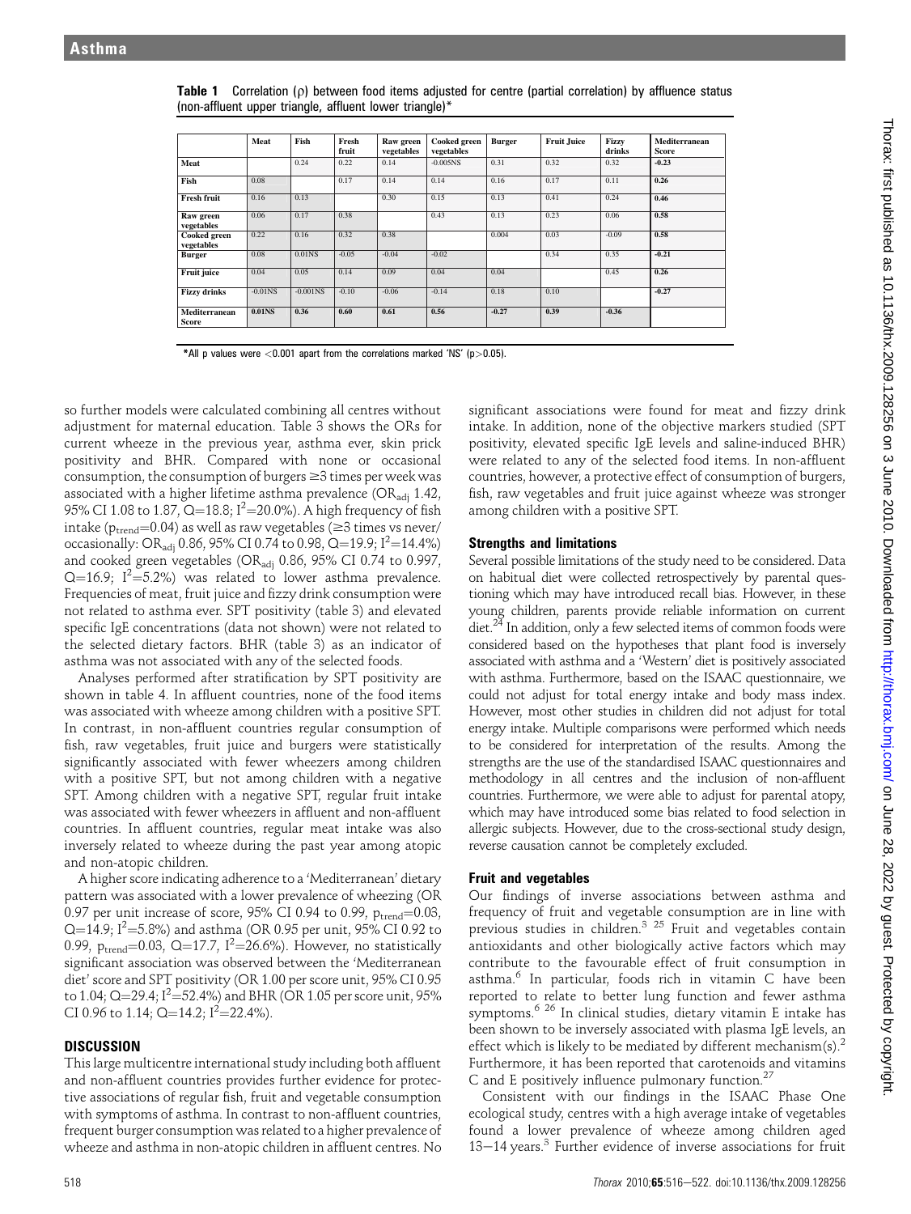**Table 1** Correlation (ρ) between food items adjusted for centre (partial correlation) by affluence status (non-affluent upper triangle, affluent lower triangle)*

| | Meat | Fish | Fresh fruit | Raw green vegetables | Cooked green vegetables | Burger | Fruit Juice | Fizzy drinks | Mediterranean Score |
|---|---|---|---|---|---|---|---|---|---|
| **Meat** | | 0.24 | 0.22 | 0.14 | -0.005NS | 0.31 | 0.32 | 0.32 | **-0.23** |
| **Fish** | 0.08 | | 0.17 | 0.14 | 0.14 | 0.16 | 0.17 | 0.11 | **0.26** |
| **Fresh fruit** | 0.16 | 0.13 | | 0.30 | 0.15 | 0.13 | 0.41 | 0.24 | **0.46** |
| **Raw green vegetables** | 0.06 | 0.17 | 0.38 | | 0.43 | 0.13 | 0.23 | 0.06 | **0.58** |
| **Cooked green vegetables** | 0.22 | 0.16 | 0.32 | 0.38 | | 0.004 | 0.03 | -0.09 | **0.58** |
| **Burger** | 0.08 | 0.01NS | -0.05 | -0.04 | -0.02 | | 0.34 | 0.35 | **-0.21** |
| **Fruit juice** | 0.04 | 0.05 | 0.14 | 0.09 | 0.04 | 0.04 | | 0.45 | **0.26** |
| **Fizzy drinks** | -0.01NS | -0.001NS | -0.10 | -0.06 | -0.14 | 0.18 | 0.10 | | **-0.27** |
| **Mediterranean Score** | **0.01NS** | **0.36** | **0.60** | **0.61** | **0.56** | **-0.27** | **0.39** | **-0.36** | |

*All p values were <0.001 apart from the correlations marked 'NS' (p>0.05).

so further models were calculated combining all centres without adjustment for maternal education. Table 3 shows the ORs for current wheeze in the previous year, asthma ever, skin prick positivity and BHR. Compared with none or occasional consumption, the consumption of burgers ≥3 times per week was associated with a higher lifetime asthma prevalence ($OR_{adj}$ 1.42, 95% CI 1.08 to 1.87, Q=18.8; $I^2$=20.0%). A high frequency of fish intake ($p_{trend}$=0.04) as well as raw vegetables (≥3 times vs never/occasionally: $OR_{adj}$ 0.86, 95% CI 0.74 to 0.98, Q=19.9; $I^2$=14.4%) and cooked green vegetables ($OR_{adj}$ 0.86, 95% CI 0.74 to 0.997, Q=16.9; $I^2$=5.2%) was related to lower asthma prevalence. Frequencies of meat, fruit juice and fizzy drink consumption were not related to asthma ever. SPT positivity (table 3) and elevated specific IgE concentrations (data not shown) were not related to the selected dietary factors. BHR (table 3) as an indicator of asthma was not associated with any of the selected foods.

Analyses performed after stratification by SPT positivity are shown in table 4. In affluent countries, none of the food items was associated with wheeze among children with a positive SPT. In contrast, in non-affluent countries regular consumption of fish, raw vegetables, fruit juice and burgers were statistically significantly associated with fewer wheezers among children with a positive SPT, but not among children with a negative SPT. Among children with a negative SPT, regular fruit intake was associated with fewer wheezers in affluent and non-affluent countries. In affluent countries, regular meat intake was also inversely related to wheeze during the past year among atopic and non-atopic children.

A higher score indicating adherence to a 'Mediterranean' dietary pattern was associated with a lower prevalence of wheezing (OR 0.97 per unit increase of score, 95% CI 0.94 to 0.99, $p_{trend}$=0.03, Q=14.9; $I^2$=5.8%) and asthma (OR 0.95 per unit, 95% CI 0.92 to 0.99, $p_{trend}$=0.03, Q=17.7, $I^2$=26.6%). However, no statistically significant association was observed between the 'Mediterranean diet' score and SPT positivity (OR 1.00 per score unit, 95% CI 0.95 to 1.04; Q=29.4; $I^2$=52.4%) and BHR (OR 1.05 per score unit, 95% CI 0.96 to 1.14; Q=14.2; $I^2$=22.4%).

## DISCUSSION

This large multicentre international study including both affluent and non-affluent countries provides further evidence for protective associations of regular fish, fruit and vegetable consumption with symptoms of asthma. In contrast to non-affluent countries, frequent burger consumption was related to a higher prevalence of wheeze and asthma in non-atopic children in affluent centres. No significant associations were found for meat and fizzy drink intake. In addition, none of the objective markers studied (SPT positivity, elevated specific IgE levels and saline-induced BHR) were related to any of the selected food items. In non-affluent countries, however, a protective effect of consumption of burgers, fish, raw vegetables and fruit juice against wheeze was stronger among children with a positive SPT.

### Strengths and limitations

Several possible limitations of the study need to be considered. Data on habitual diet were collected retrospectively by parental questioning which may have introduced recall bias. However, in these young children, parents provide reliable information on current diet.[24] In addition, only a few selected items of common foods were considered based on the hypotheses that plant food is inversely associated with asthma and a 'Western' diet is positively associated with asthma. Furthermore, based on the ISAAC questionnaire, we could not adjust for total energy intake and body mass index. However, most other studies in children did not adjust for total energy intake. Multiple comparisons were performed which needs to be considered for interpretation of the results. Among the strengths are the use of the standardised ISAAC questionnaires and methodology in all centres and the inclusion of non-affluent countries. Furthermore, we were able to adjust for parental atopy, which may have introduced some bias related to food selection in allergic subjects. However, due to the cross-sectional study design, reverse causation cannot be completely excluded.

### Fruit and vegetables

Our findings of inverse associations between asthma and frequency of fruit and vegetable consumption are in line with previous studies in children.[3 25] Fruit and vegetables contain antioxidants and other biologically active factors which may contribute to the favourable effect of fruit consumption in asthma.[6] In particular, foods rich in vitamin C have been reported to relate to better lung function and fewer asthma symptoms.[6 26] In clinical studies, dietary vitamin E intake has been shown to be inversely associated with plasma IgE levels, an effect which is likely to be mediated by different mechanism(s).[2] Furthermore, it has been reported that carotenoids and vitamins C and E positively influence pulmonary function.[27]

Consistent with our findings in the ISAAC Phase One ecological study, centres with a high average intake of vegetables found a lower prevalence of wheeze among children aged 13–14 years.[3] Further evidence of inverse associations for fruit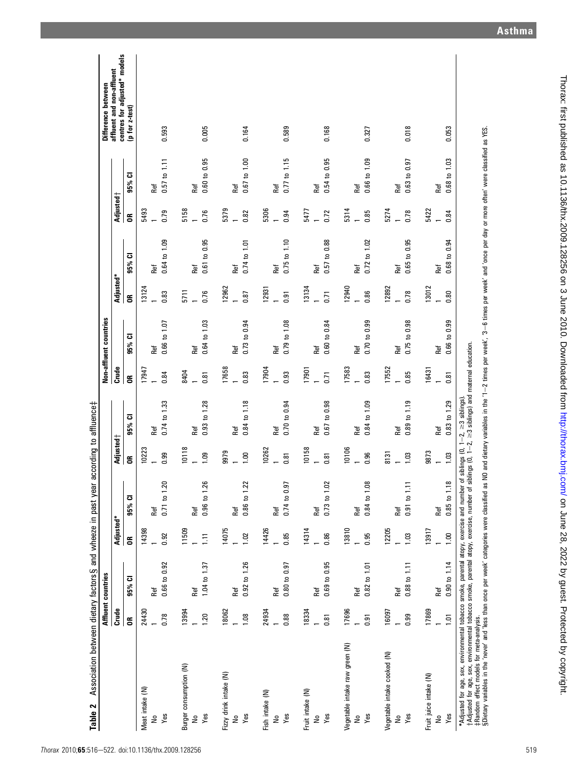**Table 2** Association between dietary factors§ and wheeze in past year according to affluence‡

| | Affluent countries | | | | | | Non-affluent countries | | | | | | Difference between affluent and non-affluent centres for adjusted* models (p for z-test) |
|---|---|---|---|---|---|---|---|---|---|---|---|---|---|
| | Crude | | Adjusted* | | Adjusted† | | Crude | | Adjusted* | | Adjusted† | | |
| | OR | 95% CI | OR | 95% CI | OR | 95% CI | OR | 95% CI | OR | 95% CI | OR | 95% CI | |
| Meat intake (N) | 24430 | | 14398 | | 10223 | | 17947 | | 13124 | | 5493 | | |
| No | 1 | Ref | 1 | Ref | 1 | Ref | 1 | Ref | 1 | Ref | 1 | Ref | |
| Yes | 0.78 | 0.66 to 0.92 | 0.92 | 0.71 to 1.20 | 0.99 | 0.74 to 1.33 | 0.84 | 0.66 to 1.07 | 0.83 | 0.64 to 1.09 | 0.79 | 0.57 to 1.11 | 0.593 |
| Burger consumption (N) | 13994 | | 11509 | | 10118 | | 8404 | | 5711 | | 5158 | | |
| No | 1 | Ref | 1 | Ref | 1 | Ref | 1 | Ref | 1 | Ref | 1 | Ref | |
| Yes | 1.20 | 1.04 to 1.37 | 1.11 | 0.96 to 1.26 | 1.09 | 0.93 to 1.28 | 0.81 | 0.64 to 1.03 | 0.76 | 0.61 to 0.95 | 0.76 | 0.60 to 0.95 | 0.005 |
| Fizzy drink intake (N) | 18062 | | 14075 | | 9979 | | 17658 | | 12962 | | 5379 | | |
| No | 1 | Ref | 1 | Ref | 1 | Ref | 1 | Ref | 1 | Ref | 1 | Ref | |
| Yes | 1.08 | 0.92 to 1.26 | 1.02 | 0.86 to 1.22 | 1.00 | 0.84 to 1.18 | 0.83 | 0.73 to 0.94 | 0.87 | 0.74 to 1.01 | 0.82 | 0.67 to 1.00 | 0.164 |
| Fish intake (N) | 24934 | | 14426 | | 10262 | | 17904 | | 12931 | | 5306 | | |
| No | 1 | Ref | 1 | Ref | 1 | Ref | 1 | Ref | 1 | Ref | 1 | Ref | |
| Yes | 0.88 | 0.80 to 0.97 | 0.85 | 0.74 to 0.97 | 0.81 | 0.70 to 0.94 | 0.93 | 0.79 to 1.08 | 0.91 | 0.75 to 1.10 | 0.94 | 0.77 to 1.15 | 0.589 |
| Fruit intake (N) | 18334 | | 14314 | | 10158 | | 17901 | | 13134 | | 5477 | | |
| No | 1 | Ref | 1 | Ref | 1 | Ref | 1 | Ref | 1 | Ref | 1 | Ref | |
| Yes | 0.81 | 0.69 to 0.95 | 0.86 | 0.73 to 1.02 | 0.81 | 0.67 to 0.98 | 0.71 | 0.60 to 0.84 | 0.71 | 0.57 to 0.88 | 0.72 | 0.54 to 0.95 | 0.168 |
| Vegetable intake raw green (N) | 17696 | | 13810 | | 10106 | | 17583 | | 12940 | | 5314 | | |
| No | 1 | Ref | 1 | Ref | 1 | Ref | 1 | Ref | 1 | Ref | 1 | Ref | |
| Yes | 0.91 | 0.82 to 1.01 | 0.95 | 0.84 to 1.08 | 0.96 | 0.84 to 1.09 | 0.83 | 0.70 to 0.99 | 0.86 | 0.72 to 1.02 | 0.85 | 0.66 to 1.09 | 0.327 |
| Vegetable intake cooked (N) | 16097 | | 12205 | | 8131 | | 17552 | | 12892 | | 5274 | | |
| No | 1 | Ref | 1 | Ref | 1 | Ref | 1 | Ref | 1 | Ref | 1 | Ref | |
| Yes | 0.99 | 0.88 to 1.11 | 1.03 | 0.91 to 1.11 | 1.03 | 0.89 to 1.19 | 0.85 | 0.75 to 0.98 | 0.78 | 0.65 to 0.95 | 0.78 | 0.63 to 0.97 | 0.018 |
| Fruit juice intake (N) | 17869 | | 13917 | | 9873 | | 16431 | | 13012 | | 5422 | | |
| No | 1 | Ref | 1 | Ref | 1 | Ref | 1 | Ref | 1 | Ref | 1 | Ref | |
| Yes | 1.01 | 0.90 to 1.14 | 1.00 | 0.85 to 1.18 | 1.03 | 0.83 to 1.29 | 0.81 | 0.66 to 0.99 | 0.80 | 0.68 to 0.94 | 0.84 | 0.68 to 1.03 | 0.053 |

*Adjusted for age, sex, environmental tobacco smoke, parental atopy, exercise and number of siblings (0, 1−2, ≥3 siblings).
†Adjusted for age, sex, environmental tobacco smoke, parental atopy, exercise, number of siblings (0, 1−2, ≥3 siblings) and maternal education.
‡Random effect models for meta-analysis.
§Dietary variables in the 'never' and 'less than once per week' categories were classified as NO and dietary variables in the '1−2 times per week', '3−6 times per week' and 'once per day or more often' were classified as YES.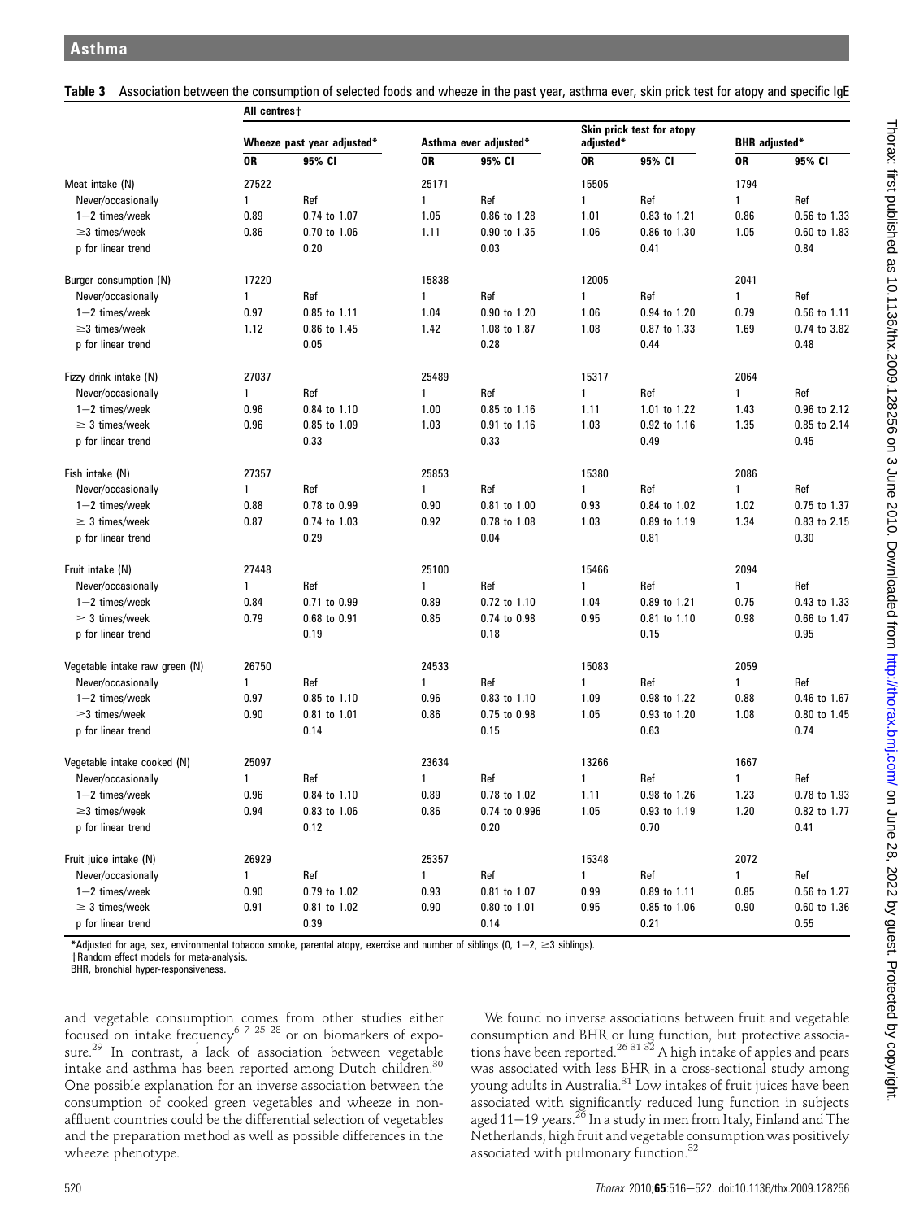**Table 3** Association between the consumption of selected foods and wheeze in the past year, asthma ever, skin prick test for atopy and specific IgE

| | All centres† | | | | | | | |
|---|---|---|---|---|---|---|---|---|
| | Wheeze past year adjusted* | | Asthma ever adjusted* | | Skin prick test for atopy adjusted* | | BHR adjusted* | |
| | OR | 95% CI | OR | 95% CI | OR | 95% CI | OR | 95% CI |
| Meat intake (N) | 27522 | | 25171 | | 15505 | | 1794 | |
| Never/occasionally | 1 | Ref | 1 | Ref | 1 | Ref | 1 | Ref |
| 1–2 times/week | 0.89 | 0.74 to 1.07 | 1.05 | 0.86 to 1.28 | 1.01 | 0.83 to 1.21 | 0.86 | 0.56 to 1.33 |
| ≥3 times/week | 0.86 | 0.70 to 1.06 | 1.11 | 0.90 to 1.35 | 1.06 | 0.86 to 1.30 | 1.05 | 0.60 to 1.83 |
| p for linear trend | | 0.20 | | 0.03 | | 0.41 | | 0.84 |
| Burger consumption (N) | 17220 | | 15838 | | 12005 | | 2041 | |
| Never/occasionally | 1 | Ref | 1 | Ref | 1 | Ref | 1 | Ref |
| 1–2 times/week | 0.97 | 0.85 to 1.11 | 1.04 | 0.90 to 1.20 | 1.06 | 0.94 to 1.20 | 0.79 | 0.56 to 1.11 |
| ≥3 times/week | 1.12 | 0.86 to 1.45 | 1.42 | 1.08 to 1.87 | 1.08 | 0.87 to 1.33 | 1.69 | 0.74 to 3.82 |
| p for linear trend | | 0.05 | | 0.28 | | 0.44 | | 0.48 |
| Fizzy drink intake (N) | 27037 | | 25489 | | 15317 | | 2064 | |
| Never/occasionally | 1 | Ref | 1 | Ref | 1 | Ref | 1 | Ref |
| 1–2 times/week | 0.96 | 0.84 to 1.10 | 1.00 | 0.85 to 1.16 | 1.11 | 1.01 to 1.22 | 1.43 | 0.96 to 2.12 |
| ≥ 3 times/week | 0.96 | 0.85 to 1.09 | 1.03 | 0.91 to 1.16 | 1.03 | 0.92 to 1.16 | 1.35 | 0.85 to 2.14 |
| p for linear trend | | 0.33 | | 0.33 | | 0.49 | | 0.45 |
| Fish intake (N) | 27357 | | 25853 | | 15380 | | 2086 | |
| Never/occasionally | 1 | Ref | 1 | Ref | 1 | Ref | 1 | Ref |
| 1–2 times/week | 0.88 | 0.78 to 0.99 | 0.90 | 0.81 to 1.00 | 0.93 | 0.84 to 1.02 | 1.02 | 0.75 to 1.37 |
| ≥ 3 times/week | 0.87 | 0.74 to 1.03 | 0.92 | 0.78 to 1.08 | 1.03 | 0.89 to 1.19 | 1.34 | 0.83 to 2.15 |
| p for linear trend | | 0.29 | | 0.04 | | 0.81 | | 0.30 |
| Fruit intake (N) | 27448 | | 25100 | | 15466 | | 2094 | |
| Never/occasionally | 1 | Ref | 1 | Ref | 1 | Ref | 1 | Ref |
| 1–2 times/week | 0.84 | 0.71 to 0.99 | 0.89 | 0.72 to 1.10 | 1.04 | 0.89 to 1.21 | 0.75 | 0.43 to 1.33 |
| ≥ 3 times/week | 0.79 | 0.68 to 0.91 | 0.85 | 0.74 to 0.98 | 0.95 | 0.81 to 1.10 | 0.98 | 0.66 to 1.47 |
| p for linear trend | | 0.19 | | 0.18 | | 0.15 | | 0.95 |
| Vegetable intake raw green (N) | 26750 | | 24533 | | 15083 | | 2059 | |
| Never/occasionally | 1 | Ref | 1 | Ref | 1 | Ref | 1 | Ref |
| 1–2 times/week | 0.97 | 0.85 to 1.10 | 0.96 | 0.83 to 1.10 | 1.09 | 0.98 to 1.22 | 0.88 | 0.46 to 1.67 |
| ≥3 times/week | 0.90 | 0.81 to 1.01 | 0.86 | 0.75 to 0.98 | 1.05 | 0.93 to 1.20 | 1.08 | 0.80 to 1.45 |
| p for linear trend | | 0.14 | | 0.15 | | 0.63 | | 0.74 |
| Vegetable intake cooked (N) | 25097 | | 23634 | | 13266 | | 1667 | |
| Never/occasionally | 1 | Ref | 1 | Ref | 1 | Ref | 1 | Ref |
| 1–2 times/week | 0.96 | 0.84 to 1.10 | 0.89 | 0.78 to 1.02 | 1.11 | 0.98 to 1.26 | 1.23 | 0.78 to 1.93 |
| ≥3 times/week | 0.94 | 0.83 to 1.06 | 0.86 | 0.74 to 0.996 | 1.05 | 0.93 to 1.19 | 1.20 | 0.82 to 1.77 |
| p for linear trend | | 0.12 | | 0.20 | | 0.70 | | 0.41 |
| Fruit juice intake (N) | 26929 | | 25357 | | 15348 | | 2072 | |
| Never/occasionally | 1 | Ref | 1 | Ref | 1 | Ref | 1 | Ref |
| 1–2 times/week | 0.90 | 0.79 to 1.02 | 0.93 | 0.81 to 1.07 | 0.99 | 0.89 to 1.11 | 0.85 | 0.56 to 1.27 |
| ≥ 3 times/week | 0.91 | 0.81 to 1.02 | 0.90 | 0.80 to 1.01 | 0.95 | 0.85 to 1.06 | 0.90 | 0.60 to 1.36 |
| p for linear trend | | 0.39 | | 0.14 | | 0.21 | | 0.55 |

*Adjusted for age, sex, environmental tobacco smoke, parental atopy, exercise and number of siblings (0, 1–2, ≥3 siblings).
†Random effect models for meta-analysis.
BHR, bronchial hyper-responsiveness.

and vegetable consumption comes from other studies either focused on intake frequency[6 7 25 28] or on biomarkers of exposure.[29] In contrast, a lack of association between vegetable intake and asthma has been reported among Dutch children.[30] One possible explanation for an inverse association between the consumption of cooked green vegetables and wheeze in non-affluent countries could be the differential selection of vegetables and the preparation method as well as possible differences in the wheeze phenotype.

We found no inverse associations between fruit and vegetable consumption and BHR or lung function, but protective associations have been reported.[26 31 32] A high intake of apples and pears was associated with less BHR in a cross-sectional study among young adults in Australia.[31] Low intakes of fruit juices have been associated with significantly reduced lung function in subjects aged 11–19 years.[26] In a study in men from Italy, Finland and The Netherlands, high fruit and vegetable consumption was positively associated with pulmonary function.[32]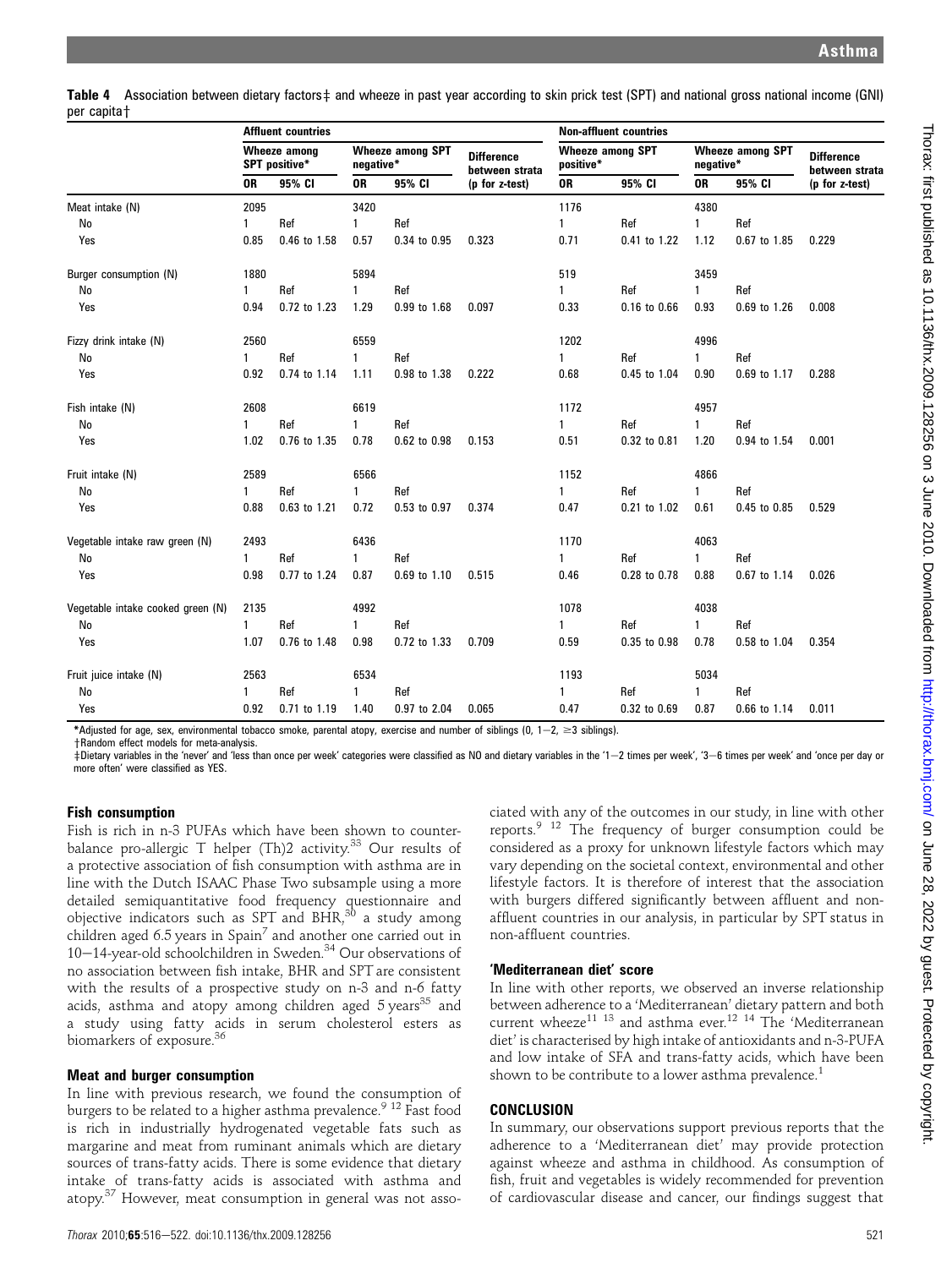**Table 4** Association between dietary factors‡ and wheeze in past year according to skin prick test (SPT) and national gross national income (GNI) per capita†

| | Affluent countries | | | | | Non-affluent countries | | | | |
|---|---|---|---|---|---|---|---|---|---|---|
| | Wheeze among SPT positive* | | Wheeze among SPT negative* | | Difference between strata | Wheeze among SPT positive* | | Wheeze among SPT negative* | | Difference between strata |
| | OR | 95% CI | OR | 95% CI | (p for z-test) | OR | 95% CI | OR | 95% CI | (p for z-test) |
| Meat intake (N) | 2095 | | 3420 | | | 1176 | | 4380 | | |
| No | 1 | Ref | 1 | Ref | | 1 | Ref | 1 | Ref | |
| Yes | 0.85 | 0.46 to 1.58 | 0.57 | 0.34 to 0.95 | 0.323 | 0.71 | 0.41 to 1.22 | 1.12 | 0.67 to 1.85 | 0.229 |
| Burger consumption (N) | 1880 | | 5894 | | | 519 | | 3459 | | |
| No | 1 | Ref | 1 | Ref | | 1 | Ref | 1 | Ref | |
| Yes | 0.94 | 0.72 to 1.23 | 1.29 | 0.99 to 1.68 | 0.097 | 0.33 | 0.16 to 0.66 | 0.93 | 0.69 to 1.26 | 0.008 |
| Fizzy drink intake (N) | 2560 | | 6559 | | | 1202 | | 4996 | | |
| No | 1 | Ref | 1 | Ref | | 1 | Ref | 1 | Ref | |
| Yes | 0.92 | 0.74 to 1.14 | 1.11 | 0.98 to 1.38 | 0.222 | 0.68 | 0.45 to 1.04 | 0.90 | 0.69 to 1.17 | 0.288 |
| Fish intake (N) | 2608 | | 6619 | | | 1172 | | 4957 | | |
| No | 1 | Ref | 1 | Ref | | 1 | Ref | 1 | Ref | |
| Yes | 1.02 | 0.76 to 1.35 | 0.78 | 0.62 to 0.98 | 0.153 | 0.51 | 0.32 to 0.81 | 1.20 | 0.94 to 1.54 | 0.001 |
| Fruit intake (N) | 2589 | | 6566 | | | 1152 | | 4866 | | |
| No | 1 | Ref | 1 | Ref | | 1 | Ref | 1 | Ref | |
| Yes | 0.88 | 0.63 to 1.21 | 0.72 | 0.53 to 0.97 | 0.374 | 0.47 | 0.21 to 1.02 | 0.61 | 0.45 to 0.85 | 0.529 |
| Vegetable intake raw green (N) | 2493 | | 6436 | | | 1170 | | 4063 | | |
| No | 1 | Ref | 1 | Ref | | 1 | Ref | 1 | Ref | |
| Yes | 0.98 | 0.77 to 1.24 | 0.87 | 0.69 to 1.10 | 0.515 | 0.46 | 0.28 to 0.78 | 0.88 | 0.67 to 1.14 | 0.026 |
| Vegetable intake cooked green (N) | 2135 | | 4992 | | | 1078 | | 4038 | | |
| No | 1 | Ref | 1 | Ref | | 1 | Ref | 1 | Ref | |
| Yes | 1.07 | 0.76 to 1.48 | 0.98 | 0.72 to 1.33 | 0.709 | 0.59 | 0.35 to 0.98 | 0.78 | 0.58 to 1.04 | 0.354 |
| Fruit juice intake (N) | 2563 | | 6534 | | | 1193 | | 5034 | | |
| No | 1 | Ref | 1 | Ref | | 1 | Ref | 1 | Ref | |
| Yes | 0.92 | 0.71 to 1.19 | 1.40 | 0.97 to 2.04 | 0.065 | 0.47 | 0.32 to 0.69 | 0.87 | 0.66 to 1.14 | 0.011 |

*Adjusted for age, sex, environmental tobacco smoke, parental atopy, exercise and number of siblings (0, 1−2, ≥3 siblings).
†Random effect models for meta-analysis.
‡Dietary variables in the 'never' and 'less than once per week' categories were classified as NO and dietary variables in the '1−2 times per week', '3−6 times per week' and 'once per day or more often' were classified as YES.

### Fish consumption

Fish is rich in n-3 PUFAs which have been shown to counterbalance pro-allergic T helper (Th)2 activity.[33] Our results of a protective association of fish consumption with asthma are in line with the Dutch ISAAC Phase Two subsample using a more detailed semiquantitative food frequency questionnaire and objective indicators such as SPT and BHR,[30] a study among children aged 6.5 years in Spain[7] and another one carried out in 10−14-year-old schoolchildren in Sweden.[34] Our observations of no association between fish intake, BHR and SPT are consistent with the results of a prospective study on n-3 and n-6 fatty acids, asthma and atopy among children aged 5 years[35] and a study using fatty acids in serum cholesterol esters as biomarkers of exposure.[36]

### Meat and burger consumption

In line with previous research, we found the consumption of burgers to be related to a higher asthma prevalence.[9 12] Fast food is rich in industrially hydrogenated vegetable fats such as margarine and meat from ruminant animals which are dietary sources of trans-fatty acids. There is some evidence that dietary intake of trans-fatty acids is associated with asthma and atopy.[37] However, meat consumption in general was not associated with any of the outcomes in our study, in line with other reports.[9 12] The frequency of burger consumption could be considered as a proxy for unknown lifestyle factors which may vary depending on the societal context, environmental and other lifestyle factors. It is therefore of interest that the association with burgers differed significantly between affluent and non-affluent countries in our analysis, in particular by SPT status in non-affluent countries.

### 'Mediterranean diet' score

In line with other reports, we observed an inverse relationship between adherence to a 'Mediterranean' dietary pattern and both current wheeze[11 13] and asthma ever.[12 14] The 'Mediterranean diet' is characterised by high intake of antioxidants and n-3-PUFA and low intake of SFA and trans-fatty acids, which have been shown to be contribute to a lower asthma prevalence.[1]

## CONCLUSION

In summary, our observations support previous reports that the adherence to a 'Mediterranean diet' may provide protection against wheeze and asthma in childhood. As consumption of fish, fruit and vegetables is widely recommended for prevention of cardiovascular disease and cancer, our findings suggest that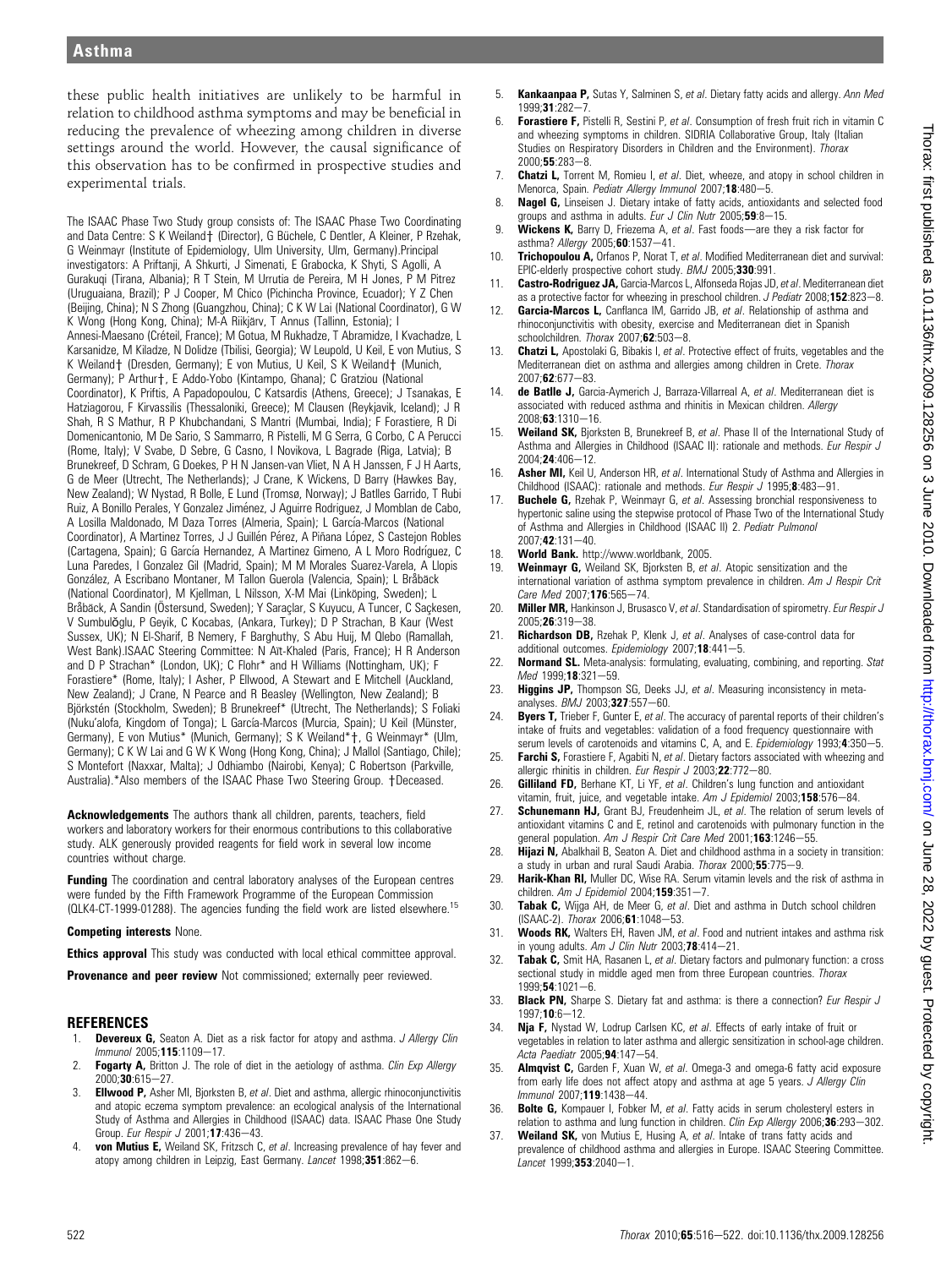these public health initiatives are unlikely to be harmful in relation to childhood asthma symptoms and may be beneficial in reducing the prevalence of wheezing among children in diverse settings around the world. However, the causal significance of this observation has to be confirmed in prospective studies and experimental trials.

The ISAAC Phase Two Study group consists of: The ISAAC Phase Two Coordinating and Data Centre: S K Weiland† (Director), G Büchele, C Dentler, A Kleiner, P Rzehak, G Weinmayr (Institute of Epidemiology, Ulm University, Ulm, Germany).Principal investigators: A Priftanji, A Shkurti, J Simenati, E Grabocka, K Shyti, S Agolli, A Gurakuqi (Tirana, Albania); R T Stein, M Urrutia de Pereira, M H Jones, P M Pitrez (Uruguaiana, Brazil); P J Cooper, M Chico (Pichincha Province, Ecuador); Y Z Chen (Beijing, China); N S Zhong (Guangzhou, China); C K W Lai (National Coordinator), G W K Wong (Hong Kong, China); M-A Riikjärv, T Annus (Tallinn, Estonia); I Annesi-Maesano (Créteil, France); M Gotua, M Rukhadze, T Abramidze, I Kvachadze, L Karsanidze, M Kiladze, N Dolidze (Tbilisi, Georgia); W Leupold, U Keil, E von Mutius, S K Weiland† (Dresden, Germany); E von Mutius, U Keil, S K Weiland† (Munich, Germany); P Arthur†, E Addo-Yobo (Kintampo, Ghana); C Gratziou (National Coordinator), K Priftis, A Papadopoulou, C Katsardis (Athens, Greece); J Tsanakas, E Hatziagorou, F Kirvassilis (Thessaloniki, Greece); M Clausen (Reykjavik, Iceland); J R Shah, R S Mathur, R P Khubchandani, S Mantri (Mumbai, India); F Forastiere, R Di Domenicantonio, M De Sario, S Sammarro, R Pistelli, M G Serra, G Corbo, C A Perucci (Rome, Italy); V Svabe, D Sebre, G Casno, I Novikova, L Bagrade (Riga, Latvia); B Brunekreef, D Schram, G Doekes, P H N Jansen-van Vliet, N A H Janssen, F J H Aarts, G de Meer (Utrecht, The Netherlands); J Crane, K Wickens, D Barry (Hawkes Bay, New Zealand); W Nystad, R Bolle, E Lund (Tromsø, Norway); J Batlles Garrido, T Rubi Ruiz, A Bonillo Perales, Y Gonzalez Jiménez, J Aguirre Rodriguez, J Momblan de Cabo, A Losilla Maldonado, M Daza Torres (Almeria, Spain); L García-Marcos (National Coordinator), A Martinez Torres, J J Guillén Pérez, A Piñana López, S Castejon Robles (Cartagena, Spain); G García Hernandez, A Martinez Gimeno, A L Moro Rodríguez, C Luna Paredes, I Gonzalez Gil (Madrid, Spain); M M Morales Suarez-Varela, A Llopis González, A Escribano Montaner, M Tallon Guerola (Valencia, Spain); L Bråbäck (National Coordinator), M Kjellman, L Nilsson, X-M Mai (Linköping, Sweden); L Bråbäck, A Sandin (Östersund, Sweden); Y Saraçlar, S Kuyucu, A Tuncer, C Saçkesen, V Sumbulŏglu, P Geyik, C Kocabas, (Ankara, Turkey); D P Strachan, B Kaur (West Sussex, UK); N El-Sharif, B Nemery, F Barghuthy, S Abu Huij, M Qlebo (Ramallah, West Bank).ISAAC Steering Committee: N Aït-Khaled (Paris, France); H R Anderson and D P Strachan* (London, UK); C Flohr* and H Williams (Nottingham, UK); F Forastiere* (Rome, Italy); I Asher, P Ellwood, A Stewart and E Mitchell (Auckland, New Zealand); J Crane, N Pearce and R Beasley (Wellington, New Zealand); B Björkstén (Stockholm, Sweden); B Brunekreef* (Utrecht, The Netherlands); S Foliaki (Nuku'alofa, Kingdom of Tonga); L García-Marcos (Murcia, Spain); U Keil (Münster, Germany), E von Mutius* (Munich, Germany); S K Weiland*†, G Weinmayr* (Ulm, Germany); C K W Lai and G W K Wong (Hong Kong, China); J Mallol (Santiago, Chile); S Montefort (Naxxar, Malta); J Odhiambo (Nairobi, Kenya); C Robertson (Parkville, Australia).*Also members of the ISAAC Phase Two Steering Group. †Deceased.

**Acknowledgements** The authors thank all children, parents, teachers, field workers and laboratory workers for their enormous contributions to this collaborative study. ALK generously provided reagents for field work in several low income countries without charge.

**Funding** The coordination and central laboratory analyses of the European centres were funded by the Fifth Framework Programme of the European Commission (QLK4-CT-1999-01288). The agencies funding the field work are listed elsewhere.[15]

**Competing interests** None.

**Ethics approval** This study was conducted with local ethical committee approval.

**Provenance and peer review** Not commissioned; externally peer reviewed.

## REFERENCES

1. **Devereux G,** Seaton A. Diet as a risk factor for atopy and asthma. *J Allergy Clin Immunol* 2005;**115**:1109–17.
2. **Fogarty A,** Britton J. The role of diet in the aetiology of asthma. *Clin Exp Allergy* 2000;**30**:615–27.
3. **Ellwood P,** Asher MI, Bjorksten B, *et al*. Diet and asthma, allergic rhinoconjunctivitis and atopic eczema symptom prevalence: an ecological analysis of the International Study of Asthma and Allergies in Childhood (ISAAC) data. ISAAC Phase One Study Group. *Eur Respir J* 2001;**17**:436–43.
4. **von Mutius E,** Weiland SK, Fritzsch C, *et al*. Increasing prevalence of hay fever and atopy among children in Leipzig, East Germany. *Lancet* 1998;**351**:862–6.
5. **Kankaanpaa P,** Sutas Y, Salminen S, *et al*. Dietary fatty acids and allergy. *Ann Med* 1999;**31**:282–7.
6. **Forastiere F,** Pistelli R, Sestini P, *et al*. Consumption of fresh fruit rich in vitamin C and wheezing symptoms in children. SIDRIA Collaborative Group, Italy (Italian Studies on Respiratory Disorders in Children and the Environment). *Thorax* 2000;**55**:283–8.
7. **Chatzi L,** Torrent M, Romieu I, *et al*. Diet, wheeze, and atopy in school children in Menorca, Spain. *Pediatr Allergy Immunol* 2007;**18**:480–5.
8. **Nagel G,** Linseisen J. Dietary intake of fatty acids, antioxidants and selected food groups and asthma in adults. *Eur J Clin Nutr* 2005;**59**:8–15.
9. **Wickens K,** Barry D, Friezema A, *et al*. Fast foods—are they a risk factor for asthma? *Allergy* 2005;**60**:1537–41.
10. **Trichopoulou A,** Orfanos P, Norat T, *et al*. Modified Mediterranean diet and survival: EPIC-elderly prospective cohort study. *BMJ* 2005;**330**:991.
11. **Castro-Rodriguez JA,** Garcia-Marcos L, Alfonseda Rojas JD, *et al*. Mediterranean diet as a protective factor for wheezing in preschool children. *J Pediatr* 2008;**152**:823–8.
12. **Garcia-Marcos L,** Canflanca IM, Garrido JB, *et al*. Relationship of asthma and rhinoconjunctivitis with obesity, exercise and Mediterranean diet in Spanish schoolchildren. *Thorax* 2007;**62**:503–8.
13. **Chatzi L,** Apostolaki G, Bibakis I, *et al*. Protective effect of fruits, vegetables and the Mediterranean diet on asthma and allergies among children in Crete. *Thorax* 2007;**62**:677–83.
14. **de Batlle J,** Garcia-Aymerich J, Barraza-Villarreal A, *et al*. Mediterranean diet is associated with reduced asthma and rhinitis in Mexican children. *Allergy* 2008;**63**:1310–16.
15. **Weiland SK,** Bjorksten B, Brunekreef B, *et al*. Phase II of the International Study of Asthma and Allergies in Childhood (ISAAC II): rationale and methods. *Eur Respir J* 2004;**24**:406–12.
16. **Asher MI,** Keil U, Anderson HR, *et al*. International Study of Asthma and Allergies in Childhood (ISAAC): rationale and methods. *Eur Respir J* 1995;**8**:483–91.
17. **Buchele G,** Rzehak P, Weinmayr G, *et al*. Assessing bronchial responsiveness to hypertonic saline using the stepwise protocol of Phase Two of the International Study of Asthma and Allergies in Childhood (ISAAC II) 2. *Pediatr Pulmonol* 2007;**42**:131–40.
18. **World Bank.** http://www.worldbank, 2005.
19. **Weinmayr G,** Weiland SK, Bjorksten B, *et al*. Atopic sensitization and the international variation of asthma symptom prevalence in children. *Am J Respir Crit Care Med* 2007;**176**:565–74.
20. **Miller MR,** Hankinson J, Brusasco V, *et al*. Standardisation of spirometry. *Eur Respir J* 2005;**26**:319–38.
21. **Richardson DB,** Rzehak P, Klenk J, *et al*. Analyses of case-control data for additional outcomes. *Epidemiology* 2007;**18**:441–5.
22. **Normand SL.** Meta-analysis: formulating, evaluating, combining, and reporting. *Stat Med* 1999;**18**:321–59.
23. **Higgins JP,** Thompson SG, Deeks JJ, *et al*. Measuring inconsistency in meta-analyses. *BMJ* 2003;**327**:557–60.
24. **Byers T,** Trieber F, Gunter E, *et al*. The accuracy of parental reports of their children's intake of fruits and vegetables: validation of a food frequency questionnaire with serum levels of carotenoids and vitamins C, A, and E. *Epidemiology* 1993;**4**:350–5.
25. **Farchi S,** Forastiere F, Agabiti N, *et al*. Dietary factors associated with wheezing and allergic rhinitis in children. *Eur Respir J* 2003;**22**:772–80.
26. **Gilliland FD,** Berhane KT, Li YF, *et al*. Children's lung function and antioxidant vitamin, fruit, juice, and vegetable intake. *Am J Epidemiol* 2003;**158**:576–84.
27. **Schunemann HJ,** Grant BJ, Freudenheim JL, *et al*. The relation of serum levels of antioxidant vitamins C and E, retinol and carotenoids with pulmonary function in the general population. *Am J Respir Crit Care Med* 2001;**163**:1246–55.
28. **Hijazi N,** Abalkhail B, Seaton A. Diet and childhood asthma in a society in transition: a study in urban and rural Saudi Arabia. *Thorax* 2000;**55**:775–9.
29. **Harik-Khan RI,** Muller DC, Wise RA. Serum vitamin levels and the risk of asthma in children. *Am J Epidemiol* 2004;**159**:351–7.
30. **Tabak C,** Wijga AH, de Meer G, *et al*. Diet and asthma in Dutch school children (ISAAC-2). *Thorax* 2006;**61**:1048–53.
31. **Woods RK,** Walters EH, Raven JM, *et al*. Food and nutrient intakes and asthma risk in young adults. *Am J Clin Nutr* 2003;**78**:414–21.
32. **Tabak C,** Smit HA, Rasanen L, *et al*. Dietary factors and pulmonary function: a cross sectional study in middle aged men from three European countries. *Thorax* 1999;**54**:1021–6.
33. **Black PN,** Sharpe S. Dietary fat and asthma: is there a connection? *Eur Respir J* 1997;**10**:6–12.
34. **Nja F,** Nystad W, Lodrup Carlsen KC, *et al*. Effects of early intake of fruit or vegetables in relation to later asthma and allergic sensitization in school-age children. *Acta Paediatr* 2005;**94**:147–54.
35. **Almqvist C,** Garden F, Xuan W, *et al*. Omega-3 and omega-6 fatty acid exposure from early life does not affect atopy and asthma at age 5 years. *J Allergy Clin Immunol* 2007;**119**:1438–44.
36. **Bolte G,** Kompauer I, Fobker M, *et al*. Fatty acids in serum cholesteryl esters in relation to asthma and lung function in children. *Clin Exp Allergy* 2006;**36**:293–302.
37. **Weiland SK,** von Mutius E, Husing A, *et al*. Intake of trans fatty acids and prevalence of childhood asthma and allergies in Europe. ISAAC Steering Committee. *Lancet* 1999;**353**:2040–1.